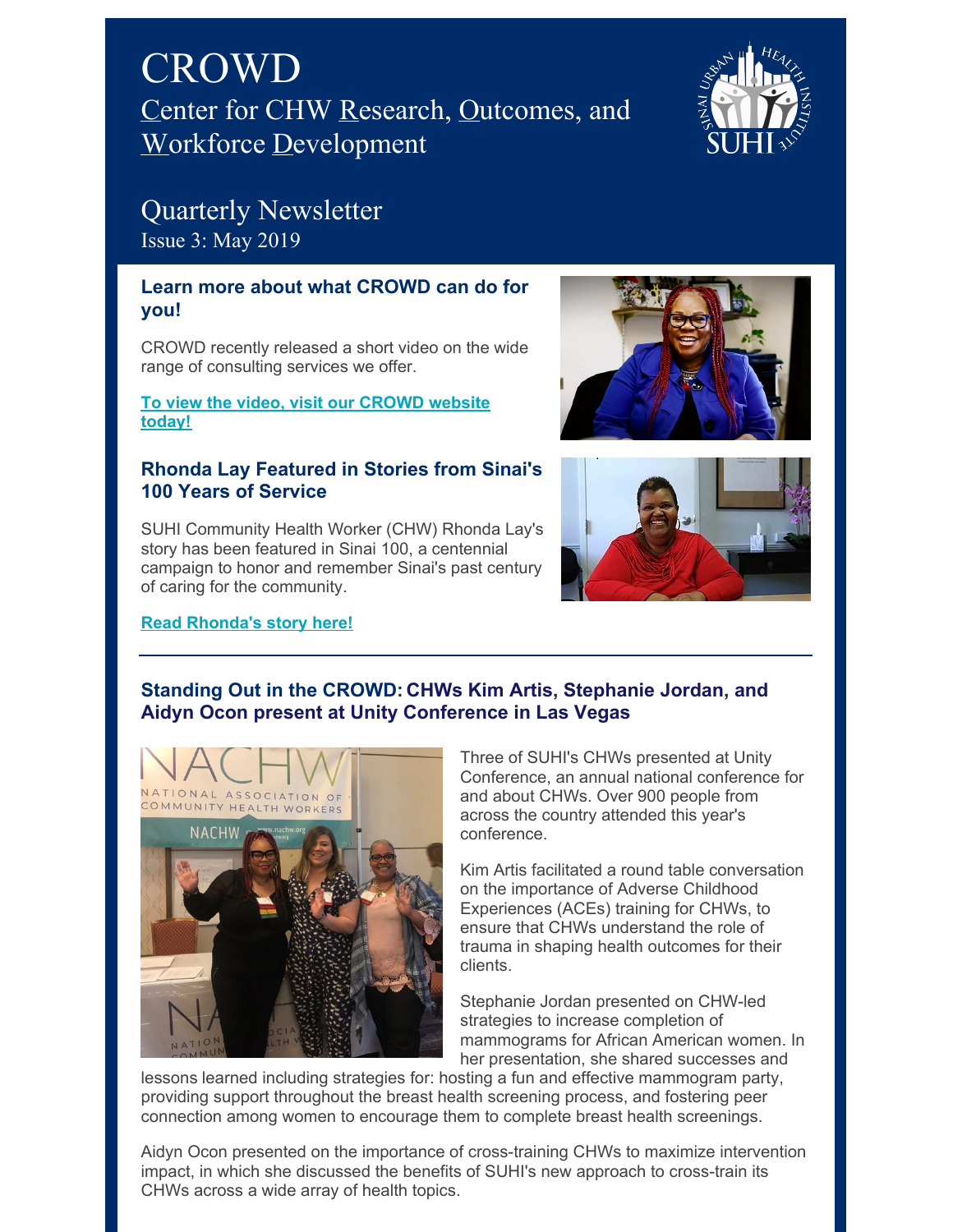# CROWD

Center for CHW Research, Outcomes, and Workforce Development

## Quarterly Newsletter

Issue 3: May 2019

### Learn more about what CROWD can do for you!

CROWD recently released a short video on the wide range of consulting services we offer.

**To view the video, visit our CROWD website today!**

### Rhonda Lay Featured in Stories from Sinai's 100 Years of Service

SUHI Community Health Worker (CHW) Rhonda Lay's story has been featured in Sinai 100, a centennial campaign to honor and remember Sinai's past century of caring for the community.

**Read Rhonda's story here!**

---

### Standing Out in the CROWD: CHWs Kim Artis, Stephanie Jordan, and Aidyn Ocon present at Unity Conference in Las Vegas

Three of SUHI's CHWs presented at Unity Conference, an annual national conference for and about CHWs. Over 900 people from across the country attended this year's conference.

Kim Artis facilitated a round table conversation on the importance of Adverse Childhood Experiences (ACEs) training for CHWs, to ensure that CHWs understand the role of trauma in shaping health outcomes for their clients.

Stephanie Jordan presented on CHW-led strategies to increase completion of mammograms for African American women. In her presentation, she shared successes and lessons learned including strategies for: hosting a fun and effective mammogram party, providing support throughout the breast health screening process, and fostering peer connection among women to encourage them to complete breast health screenings.

Aidyn Ocon presented on the importance of cross-training CHWs to maximize intervention impact, in which she discussed the benefits of SUHI's new approach to cross-train its CHWs across a wide array of health topics.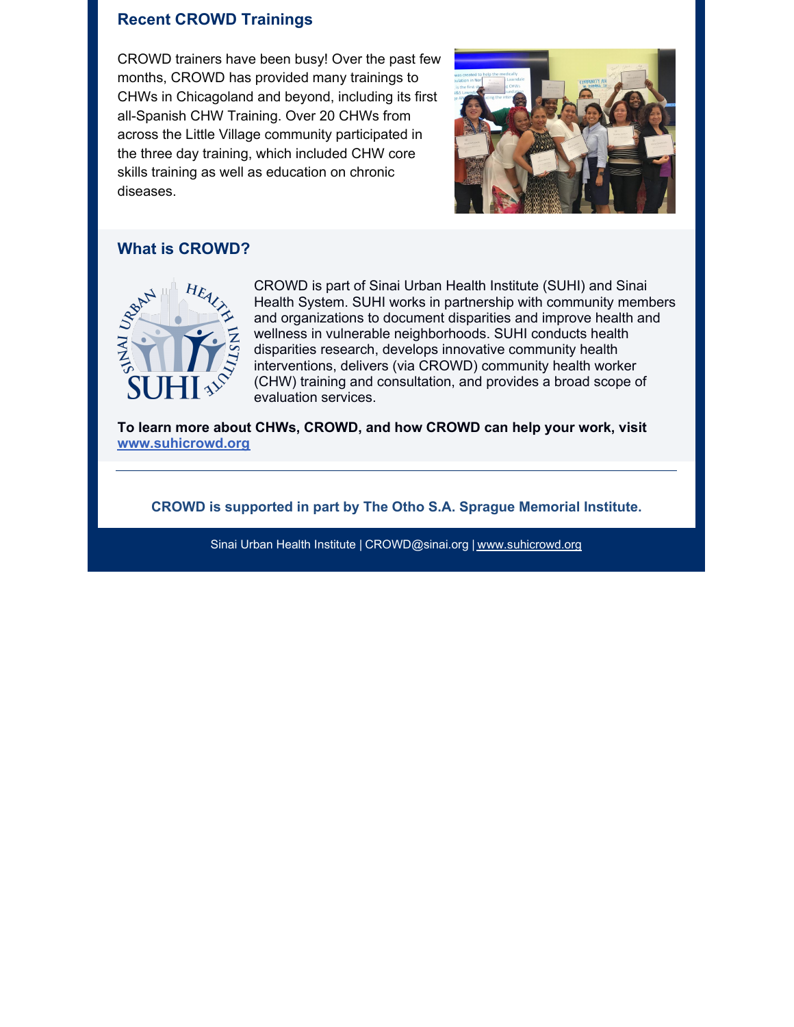## Recent CROWD Trainings

CROWD trainers have been busy! Over the past few months, CROWD has provided many trainings to CHWs in Chicagoland and beyond, including its first all-Spanish CHW Training. Over 20 CHWs from across the Little Village community participated in the three day training, which included CHW core skills training as well as education on chronic diseases.

## What is CROWD?

CROWD is part of Sinai Urban Health Institute (SUHI) and Sinai Health System. SUHI works in partnership with community members and organizations to document disparities and improve health and wellness in vulnerable neighborhoods. SUHI conducts health disparities research, develops innovative community health interventions, delivers (via CROWD) community health worker (CHW) training and consultation, and provides a broad scope of evaluation services.

**To learn more about CHWs, CROWD, and how CROWD can help your work, visit [www.suhicrowd.org](http://www.suhicrowd.org)**

---

**CROWD is supported in part by The Otho S.A. Sprague Memorial Institute.**

Sinai Urban Health Institute | CROWD@sinai.org | www.suhicrowd.org